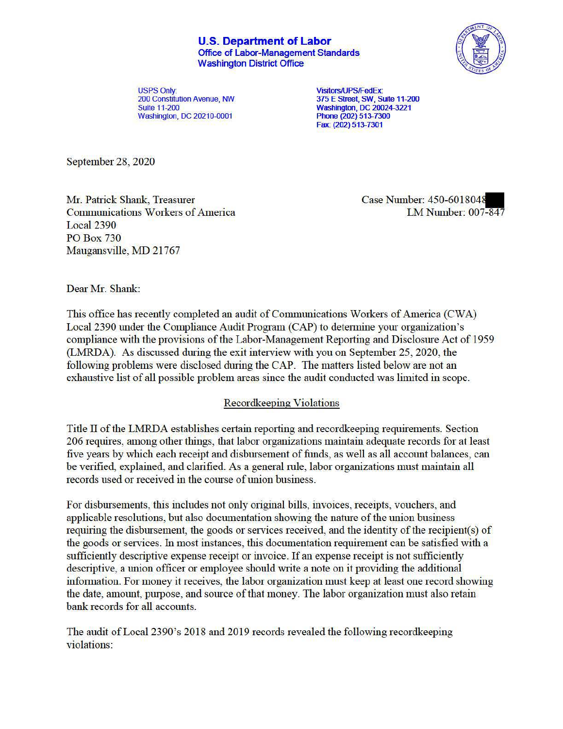**U.S. Department of Labor**
**Office of Labor-Management Standards**
**Washington District Office**

USPS Only:
200 Constitution Avenue, NW
Suite 11-200
Washington, DC 20210-0001

Visitors/UPS/FedEx:
375 E Street, SW, Suite 11-200
Washington, DC 20024-3221
Phone (202) 513-7300
Fax: (202) 513-7301

September 28, 2020

Mr. Patrick Shank, Treasurer
Communications Workers of America
Local 2390
PO Box 730
Maugansville, MD 21767

Case Number: 450-6018048
LM Number: 007-847

Dear Mr. Shank:

This office has recently completed an audit of Communications Workers of America (CWA) Local 2390 under the Compliance Audit Program (CAP) to determine your organization's compliance with the provisions of the Labor-Management Reporting and Disclosure Act of 1959 (LMRDA). As discussed during the exit interview with you on September 25, 2020, the following problems were disclosed during the CAP. The matters listed below are not an exhaustive list of all possible problem areas since the audit conducted was limited in scope.

## Recordkeeping Violations

Title II of the LMRDA establishes certain reporting and recordkeeping requirements. Section 206 requires, among other things, that labor organizations maintain adequate records for at least five years by which each receipt and disbursement of funds, as well as all account balances, can be verified, explained, and clarified. As a general rule, labor organizations must maintain all records used or received in the course of union business.

For disbursements, this includes not only original bills, invoices, receipts, vouchers, and applicable resolutions, but also documentation showing the nature of the union business requiring the disbursement, the goods or services received, and the identity of the recipient(s) of the goods or services. In most instances, this documentation requirement can be satisfied with a sufficiently descriptive expense receipt or invoice. If an expense receipt is not sufficiently descriptive, a union officer or employee should write a note on it providing the additional information. For money it receives, the labor organization must keep at least one record showing the date, amount, purpose, and source of that money. The labor organization must also retain bank records for all accounts.

The audit of Local 2390's 2018 and 2019 records revealed the following recordkeeping violations: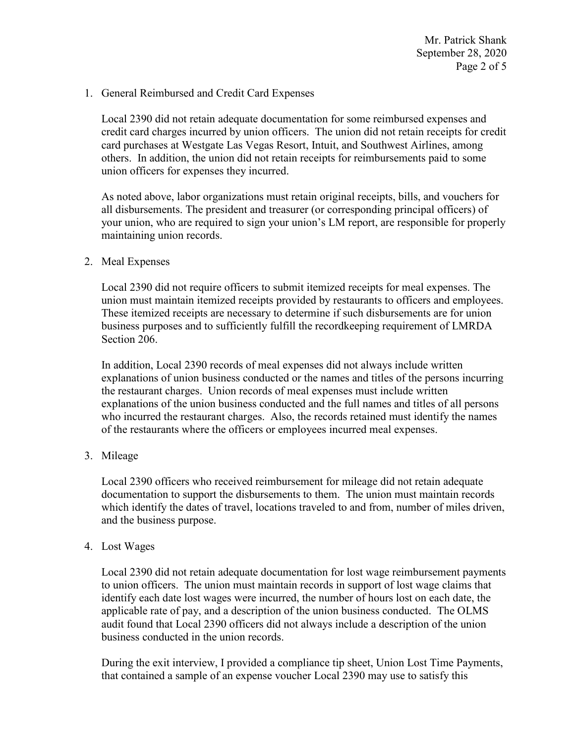1. General Reimbursed and Credit Card Expenses

   Local 2390 did not retain adequate documentation for some reimbursed expenses and credit card charges incurred by union officers. The union did not retain receipts for credit card purchases at Westgate Las Vegas Resort, Intuit, and Southwest Airlines, among others. In addition, the union did not retain receipts for reimbursements paid to some union officers for expenses they incurred.

   As noted above, labor organizations must retain original receipts, bills, and vouchers for all disbursements. The president and treasurer (or corresponding principal officers) of your union, who are required to sign your union's LM report, are responsible for properly maintaining union records.

2. Meal Expenses

   Local 2390 did not require officers to submit itemized receipts for meal expenses. The union must maintain itemized receipts provided by restaurants to officers and employees. These itemized receipts are necessary to determine if such disbursements are for union business purposes and to sufficiently fulfill the recordkeeping requirement of LMRDA Section 206.

   In addition, Local 2390 records of meal expenses did not always include written explanations of union business conducted or the names and titles of the persons incurring the restaurant charges. Union records of meal expenses must include written explanations of the union business conducted and the full names and titles of all persons who incurred the restaurant charges. Also, the records retained must identify the names of the restaurants where the officers or employees incurred meal expenses.

3. Mileage

   Local 2390 officers who received reimbursement for mileage did not retain adequate documentation to support the disbursements to them. The union must maintain records which identify the dates of travel, locations traveled to and from, number of miles driven, and the business purpose.

4. Lost Wages

   Local 2390 did not retain adequate documentation for lost wage reimbursement payments to union officers. The union must maintain records in support of lost wage claims that identify each date lost wages were incurred, the number of hours lost on each date, the applicable rate of pay, and a description of the union business conducted. The OLMS audit found that Local 2390 officers did not always include a description of the union business conducted in the union records.

   During the exit interview, I provided a compliance tip sheet, Union Lost Time Payments, that contained a sample of an expense voucher Local 2390 may use to satisfy this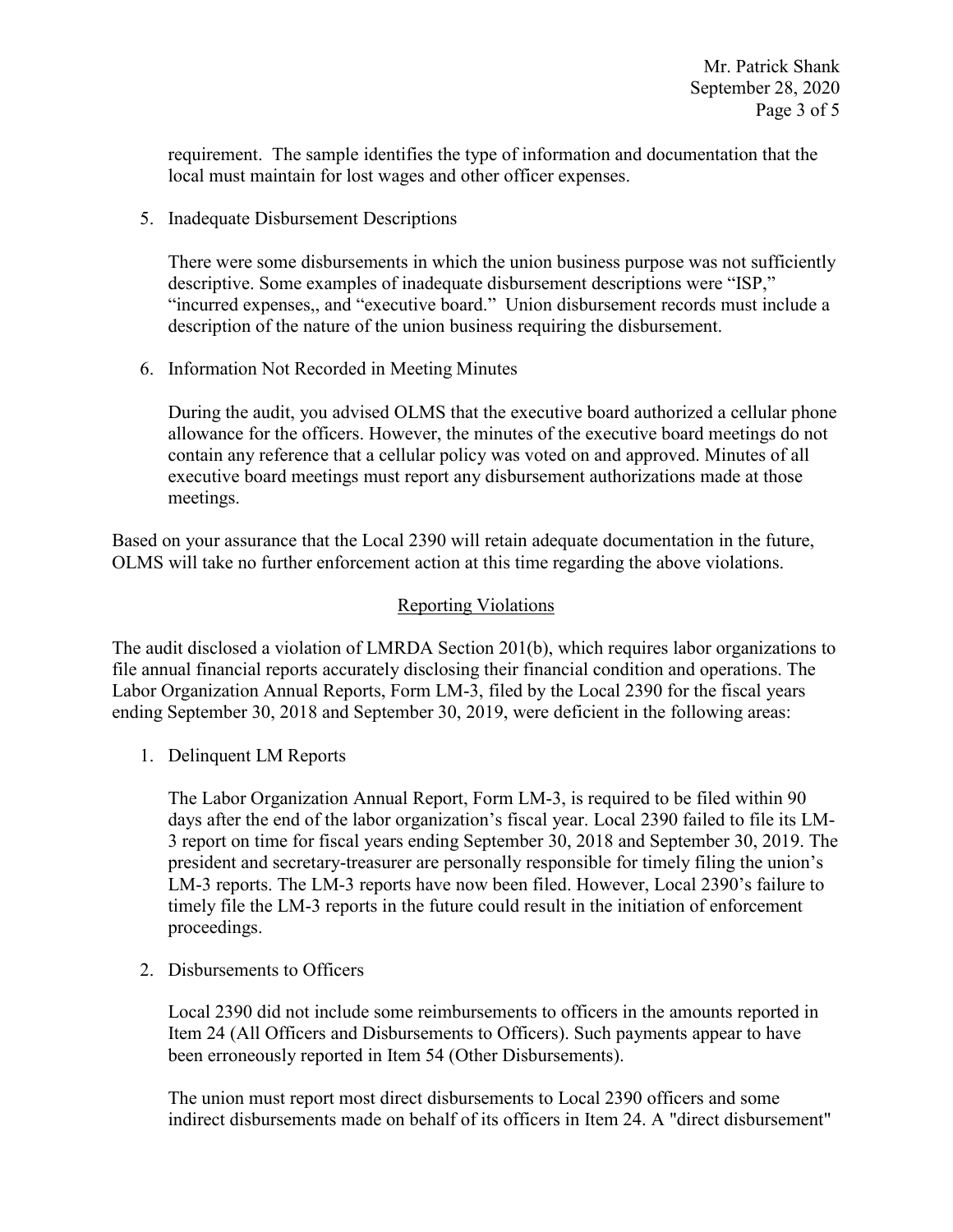requirement. The sample identifies the type of information and documentation that the local must maintain for lost wages and other officer expenses.

5. Inadequate Disbursement Descriptions

   There were some disbursements in which the union business purpose was not sufficiently descriptive. Some examples of inadequate disbursement descriptions were "ISP," "incurred expenses,, and "executive board." Union disbursement records must include a description of the nature of the union business requiring the disbursement.

6. Information Not Recorded in Meeting Minutes

   During the audit, you advised OLMS that the executive board authorized a cellular phone allowance for the officers. However, the minutes of the executive board meetings do not contain any reference that a cellular policy was voted on and approved. Minutes of all executive board meetings must report any disbursement authorizations made at those meetings.

Based on your assurance that the Local 2390 will retain adequate documentation in the future, OLMS will take no further enforcement action at this time regarding the above violations.

## Reporting Violations

The audit disclosed a violation of LMRDA Section 201(b), which requires labor organizations to file annual financial reports accurately disclosing their financial condition and operations. The Labor Organization Annual Reports, Form LM-3, filed by the Local 2390 for the fiscal years ending September 30, 2018 and September 30, 2019, were deficient in the following areas:

1. Delinquent LM Reports

   The Labor Organization Annual Report, Form LM-3, is required to be filed within 90 days after the end of the labor organization's fiscal year. Local 2390 failed to file its LM-3 report on time for fiscal years ending September 30, 2018 and September 30, 2019. The president and secretary-treasurer are personally responsible for timely filing the union's LM-3 reports. The LM-3 reports have now been filed. However, Local 2390's failure to timely file the LM-3 reports in the future could result in the initiation of enforcement proceedings.

2. Disbursements to Officers

   Local 2390 did not include some reimbursements to officers in the amounts reported in Item 24 (All Officers and Disbursements to Officers). Such payments appear to have been erroneously reported in Item 54 (Other Disbursements).

   The union must report most direct disbursements to Local 2390 officers and some indirect disbursements made on behalf of its officers in Item 24. A "direct disbursement"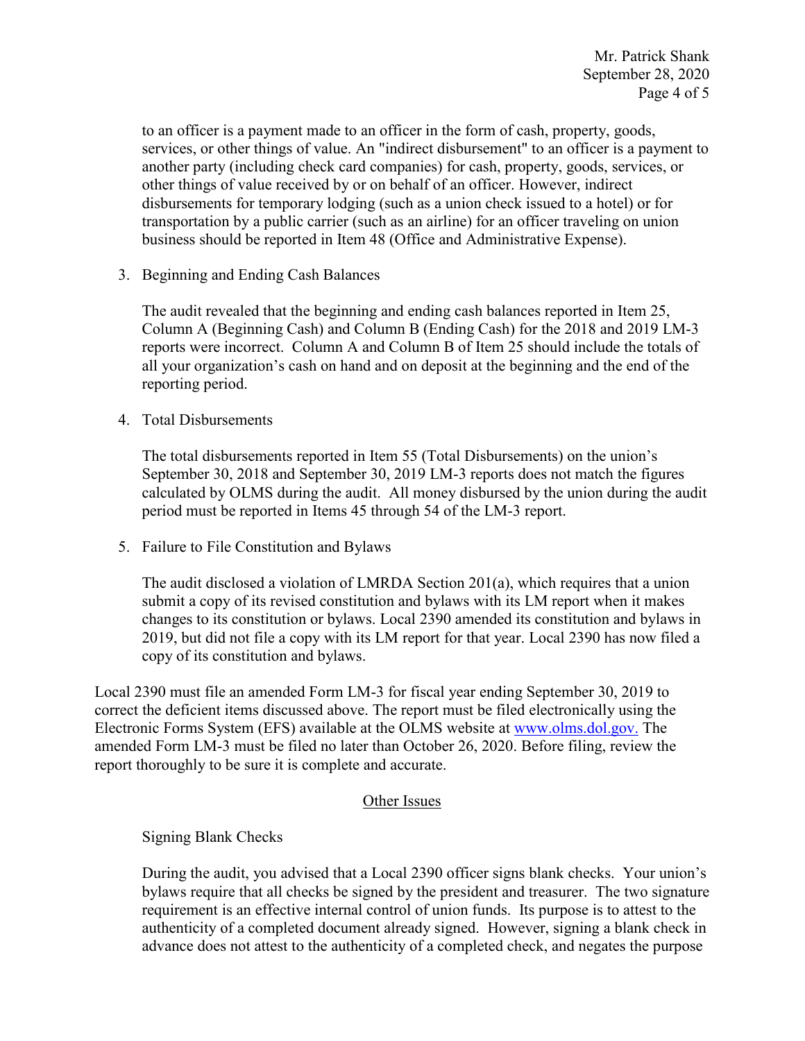to an officer is a payment made to an officer in the form of cash, property, goods, services, or other things of value. An "indirect disbursement" to an officer is a payment to another party (including check card companies) for cash, property, goods, services, or other things of value received by or on behalf of an officer. However, indirect disbursements for temporary lodging (such as a union check issued to a hotel) or for transportation by a public carrier (such as an airline) for an officer traveling on union business should be reported in Item 48 (Office and Administrative Expense).

3. Beginning and Ending Cash Balances

   The audit revealed that the beginning and ending cash balances reported in Item 25, Column A (Beginning Cash) and Column B (Ending Cash) for the 2018 and 2019 LM-3 reports were incorrect. Column A and Column B of Item 25 should include the totals of all your organization's cash on hand and on deposit at the beginning and the end of the reporting period.

4. Total Disbursements

   The total disbursements reported in Item 55 (Total Disbursements) on the union's September 30, 2018 and September 30, 2019 LM-3 reports does not match the figures calculated by OLMS during the audit. All money disbursed by the union during the audit period must be reported in Items 45 through 54 of the LM-3 report.

5. Failure to File Constitution and Bylaws

   The audit disclosed a violation of LMRDA Section 201(a), which requires that a union submit a copy of its revised constitution and bylaws with its LM report when it makes changes to its constitution or bylaws. Local 2390 amended its constitution and bylaws in 2019, but did not file a copy with its LM report for that year. Local 2390 has now filed a copy of its constitution and bylaws.

Local 2390 must file an amended Form LM-3 for fiscal year ending September 30, 2019 to correct the deficient items discussed above. The report must be filed electronically using the Electronic Forms System (EFS) available at the OLMS website at www.olms.dol.gov. The amended Form LM-3 must be filed no later than October 26, 2020. Before filing, review the report thoroughly to be sure it is complete and accurate.

## Other Issues

Signing Blank Checks

During the audit, you advised that a Local 2390 officer signs blank checks. Your union's bylaws require that all checks be signed by the president and treasurer. The two signature requirement is an effective internal control of union funds. Its purpose is to attest to the authenticity of a completed document already signed. However, signing a blank check in advance does not attest to the authenticity of a completed check, and negates the purpose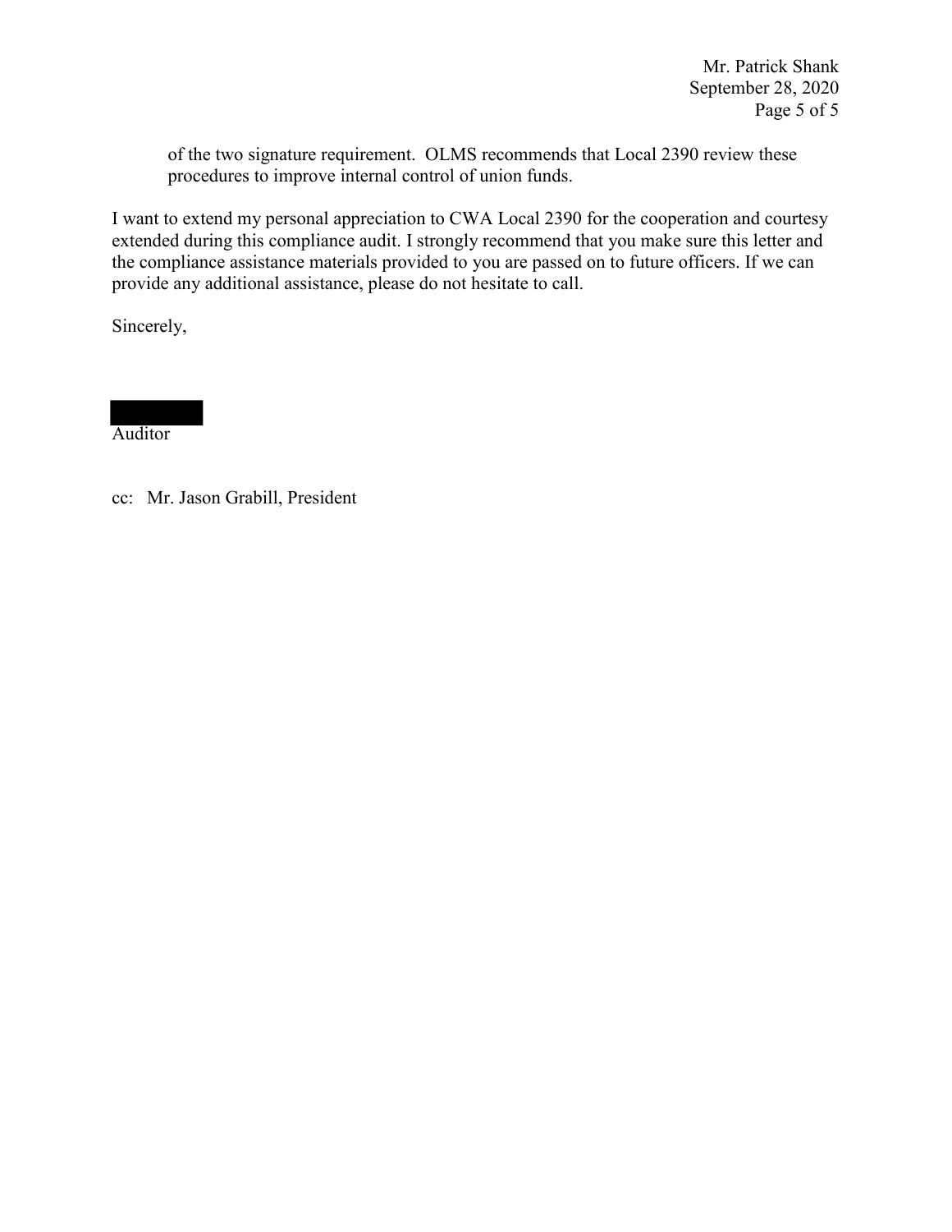of the two signature requirement. OLMS recommends that Local 2390 review these procedures to improve internal control of union funds.

I want to extend my personal appreciation to CWA Local 2390 for the cooperation and courtesy extended during this compliance audit. I strongly recommend that you make sure this letter and the compliance assistance materials provided to you are passed on to future officers. If we can provide any additional assistance, please do not hesitate to call.

Sincerely,

Auditor

cc: Mr. Jason Grabill, President